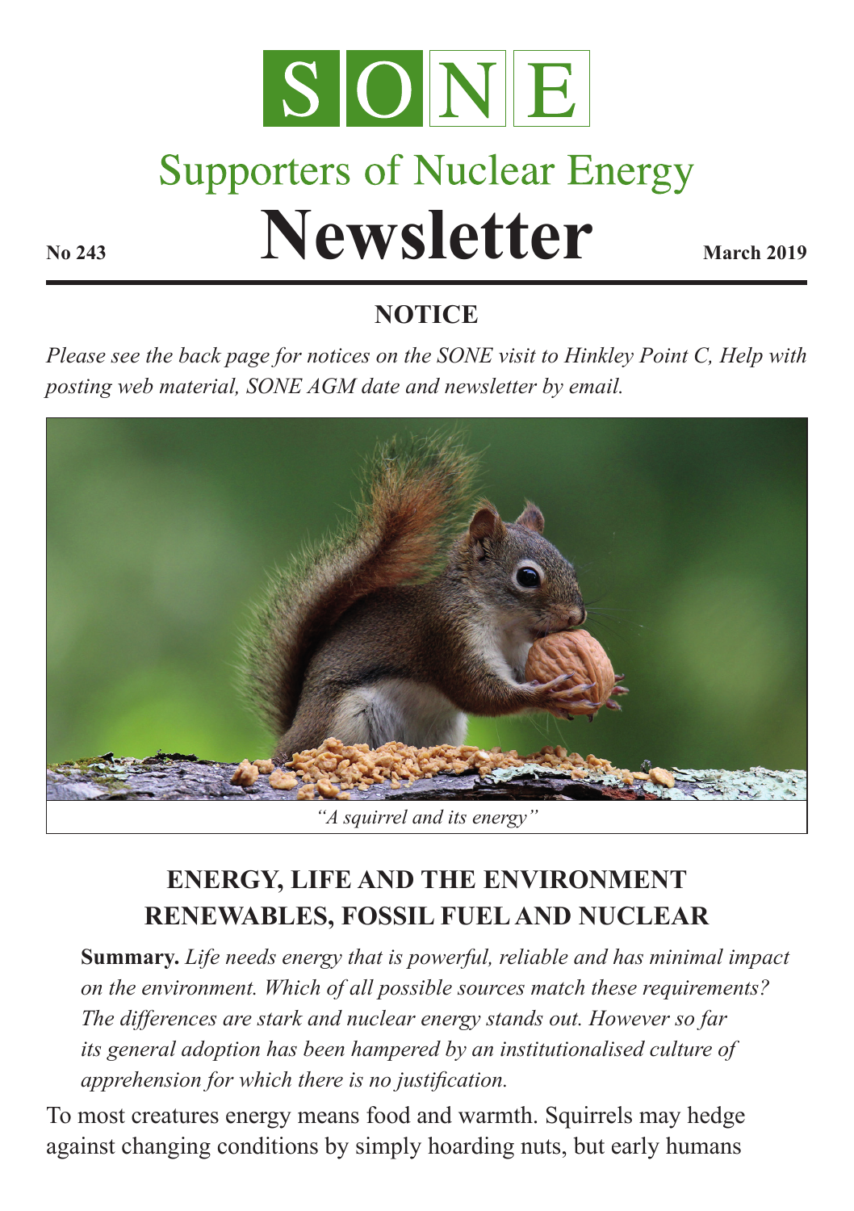# SONE

## Supporters of Nuclear Energy

# Newsletter

**No 243** **March 2019**

## NOTICE

*Please see the back page for notices on the SONE visit to Hinkley Point C, Help with posting web material, SONE AGM date and newsletter by email.*

*"A squirrel and its energy"*

## ENERGY, LIFE AND THE ENVIRONMENT
## RENEWABLES, FOSSIL FUEL AND NUCLEAR

**Summary.** *Life needs energy that is powerful, reliable and has minimal impact on the environment. Which of all possible sources match these requirements? The differences are stark and nuclear energy stands out. However so far its general adoption has been hampered by an institutionalised culture of apprehension for which there is no justification.*

To most creatures energy means food and warmth. Squirrels may hedge against changing conditions by simply hoarding nuts, but early humans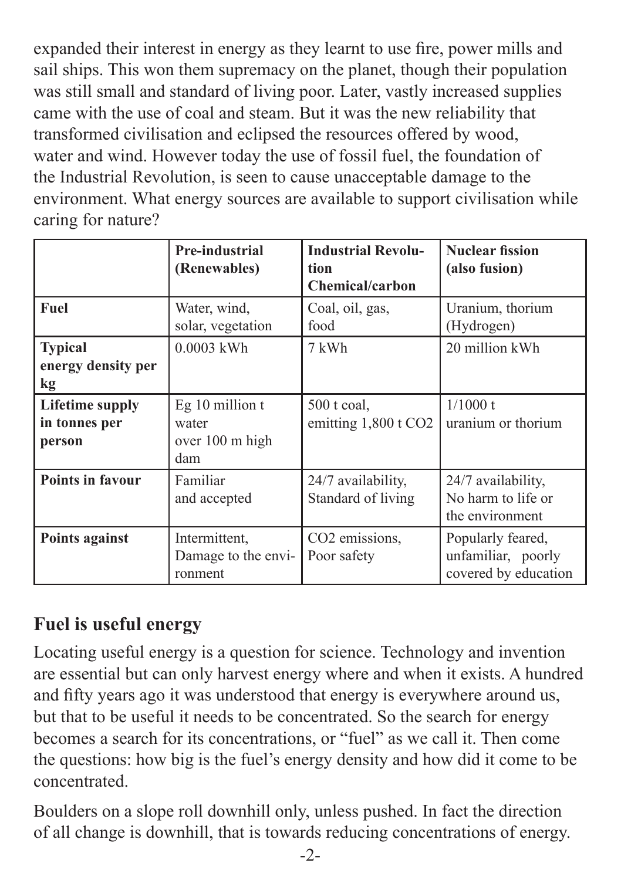expanded their interest in energy as they learnt to use fire, power mills and sail ships. This won them supremacy on the planet, though their population was still small and standard of living poor. Later, vastly increased supplies came with the use of coal and steam. But it was the new reliability that transformed civilisation and eclipsed the resources offered by wood, water and wind. However today the use of fossil fuel, the foundation of the Industrial Revolution, is seen to cause unacceptable damage to the environment. What energy sources are available to support civilisation while caring for nature?

| | **Pre-industrial (Renewables)** | **Industrial Revolution Chemical/carbon** | **Nuclear fission (also fusion)** |
|---|---|---|---|
| **Fuel** | Water, wind, solar, vegetation | Coal, oil, gas, food | Uranium, thorium (Hydrogen) |
| **Typical energy density per kg** | 0.0003 kWh | 7 kWh | 20 million kWh |
| **Lifetime supply in tonnes per person** | Eg 10 million t water over 100 m high dam | 500 t coal, emitting 1,800 t $CO_2$ | 1/1000 t uranium or thorium |
| **Points in favour** | Familiar and accepted | 24/7 availability, Standard of living | 24/7 availability, No harm to life or the environment |
| **Points against** | Intermittent, Damage to the environment | $CO_2$ emissions, Poor safety | Popularly feared, unfamiliar, poorly covered by education |

## Fuel is useful energy

Locating useful energy is a question for science. Technology and invention are essential but can only harvest energy where and when it exists. A hundred and fifty years ago it was understood that energy is everywhere around us, but that to be useful it needs to be concentrated. So the search for energy becomes a search for its concentrations, or "fuel" as we call it. Then come the questions: how big is the fuel's energy density and how did it come to be concentrated.

Boulders on a slope roll downhill only, unless pushed. In fact the direction of all change is downhill, that is towards reducing concentrations of energy.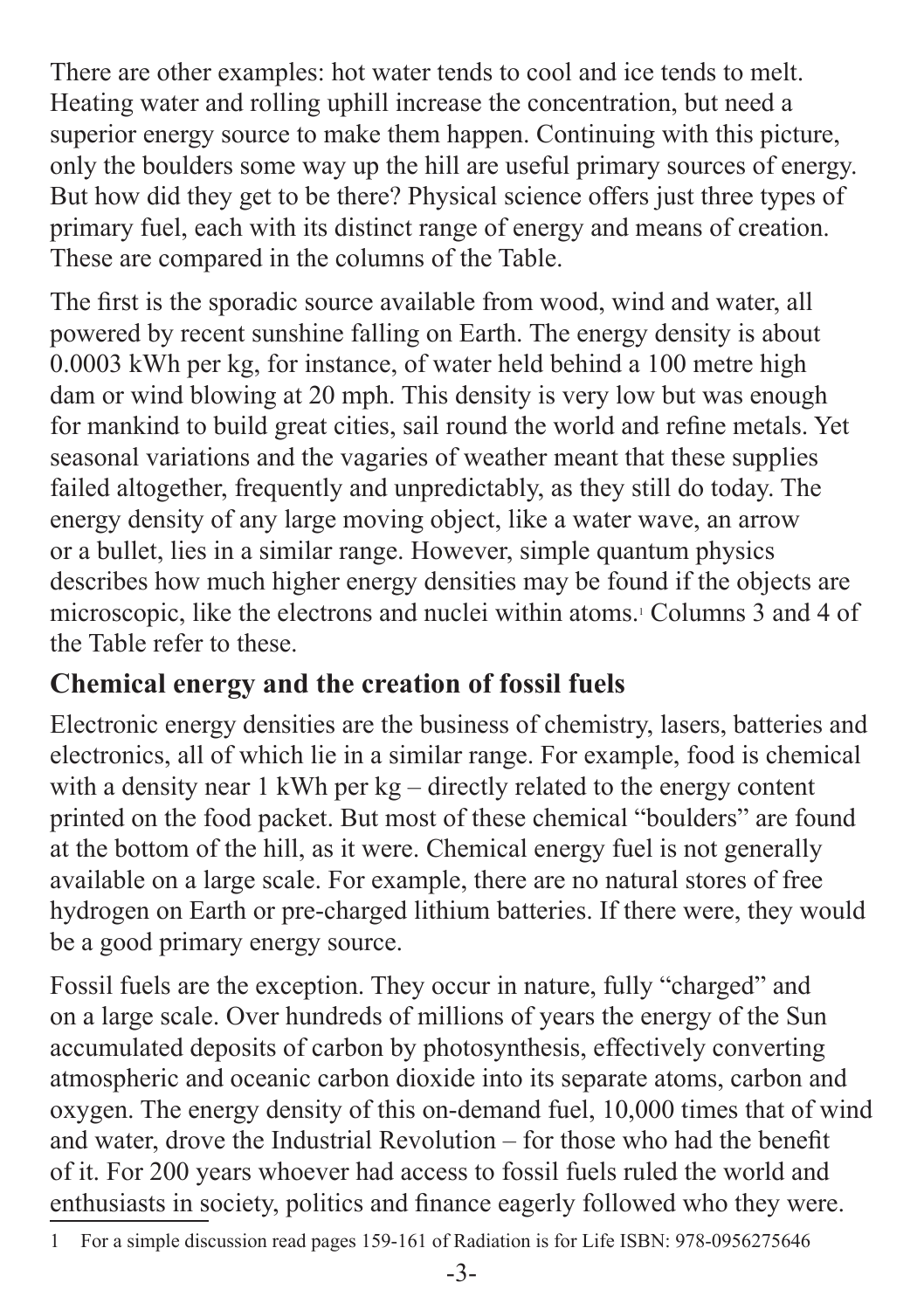There are other examples: hot water tends to cool and ice tends to melt. Heating water and rolling uphill increase the concentration, but need a superior energy source to make them happen. Continuing with this picture, only the boulders some way up the hill are useful primary sources of energy. But how did they get to be there? Physical science offers just three types of primary fuel, each with its distinct range of energy and means of creation. These are compared in the columns of the Table.

The first is the sporadic source available from wood, wind and water, all powered by recent sunshine falling on Earth. The energy density is about 0.0003 kWh per kg, for instance, of water held behind a 100 metre high dam or wind blowing at 20 mph. This density is very low but was enough for mankind to build great cities, sail round the world and refine metals. Yet seasonal variations and the vagaries of weather meant that these supplies failed altogether, frequently and unpredictably, as they still do today. The energy density of any large moving object, like a water wave, an arrow or a bullet, lies in a similar range. However, simple quantum physics describes how much higher energy densities may be found if the objects are microscopic, like the electrons and nuclei within atoms.[1] Columns 3 and 4 of the Table refer to these.

## Chemical energy and the creation of fossil fuels

Electronic energy densities are the business of chemistry, lasers, batteries and electronics, all of which lie in a similar range. For example, food is chemical with a density near 1 kWh per kg – directly related to the energy content printed on the food packet. But most of these chemical "boulders" are found at the bottom of the hill, as it were. Chemical energy fuel is not generally available on a large scale. For example, there are no natural stores of free hydrogen on Earth or pre-charged lithium batteries. If there were, they would be a good primary energy source.

Fossil fuels are the exception. They occur in nature, fully "charged" and on a large scale. Over hundreds of millions of years the energy of the Sun accumulated deposits of carbon by photosynthesis, effectively converting atmospheric and oceanic carbon dioxide into its separate atoms, carbon and oxygen. The energy density of this on-demand fuel, 10,000 times that of wind and water, drove the Industrial Revolution – for those who had the benefit of it. For 200 years whoever had access to fossil fuels ruled the world and enthusiasts in society, politics and finance eagerly followed who they were.

---

1 For a simple discussion read pages 159-161 of Radiation is for Life ISBN: 978-0956275646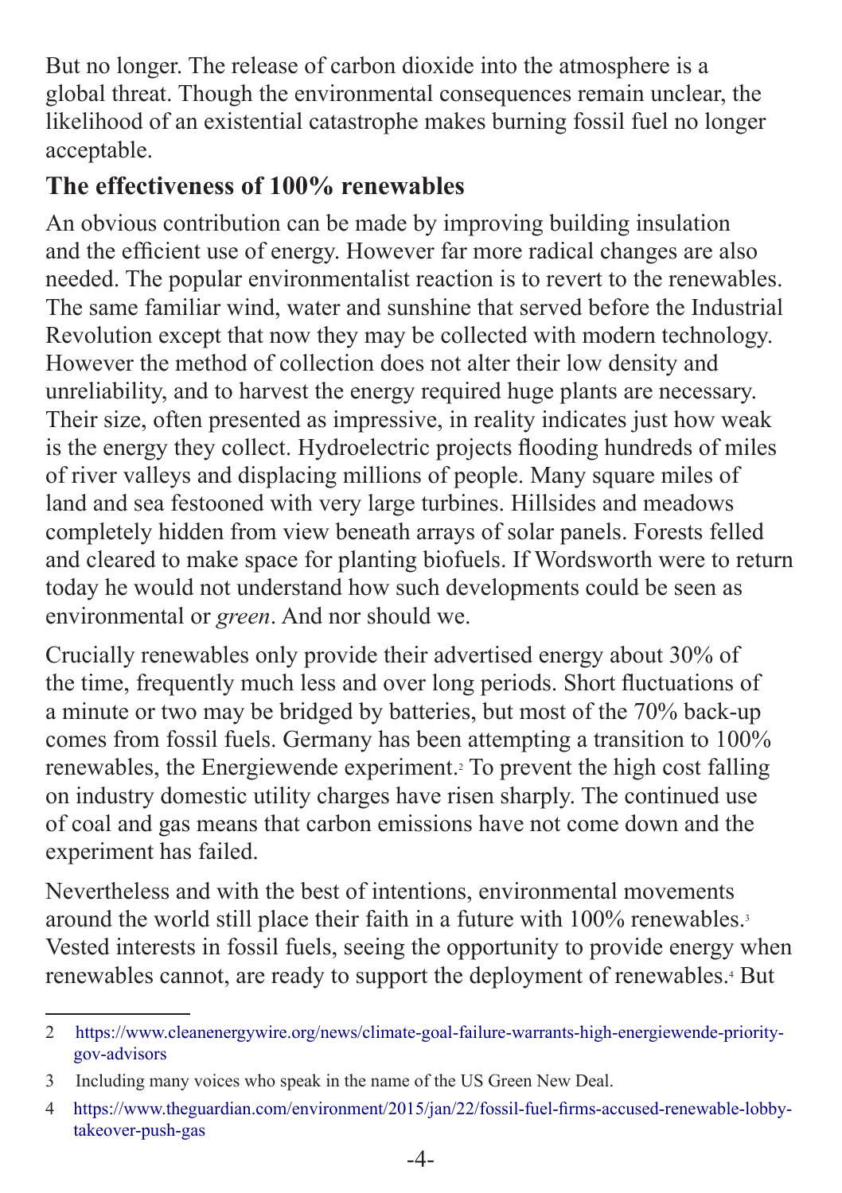But no longer. The release of carbon dioxide into the atmosphere is a global threat. Though the environmental consequences remain unclear, the likelihood of an existential catastrophe makes burning fossil fuel no longer acceptable.

## The effectiveness of 100% renewables

An obvious contribution can be made by improving building insulation and the efficient use of energy. However far more radical changes are also needed. The popular environmentalist reaction is to revert to the renewables. The same familiar wind, water and sunshine that served before the Industrial Revolution except that now they may be collected with modern technology. However the method of collection does not alter their low density and unreliability, and to harvest the energy required huge plants are necessary. Their size, often presented as impressive, in reality indicates just how weak is the energy they collect. Hydroelectric projects flooding hundreds of miles of river valleys and displacing millions of people. Many square miles of land and sea festooned with very large turbines. Hillsides and meadows completely hidden from view beneath arrays of solar panels. Forests felled and cleared to make space for planting biofuels. If Wordsworth were to return today he would not understand how such developments could be seen as environmental or *green*. And nor should we.

Crucially renewables only provide their advertised energy about 30% of the time, frequently much less and over long periods. Short fluctuations of a minute or two may be bridged by batteries, but most of the 70% back-up comes from fossil fuels. Germany has been attempting a transition to 100% renewables, the Energiewende experiment.[2] To prevent the high cost falling on industry domestic utility charges have risen sharply. The continued use of coal and gas means that carbon emissions have not come down and the experiment has failed.

Nevertheless and with the best of intentions, environmental movements around the world still place their faith in a future with 100% renewables.[3] Vested interests in fossil fuels, seeing the opportunity to provide energy when renewables cannot, are ready to support the deployment of renewables.[4] But

---

2 https://www.cleanenergywire.org/news/climate-goal-failure-warrants-high-energiewende-priority-gov-advisors

3 Including many voices who speak in the name of the US Green New Deal.

4 https://www.theguardian.com/environment/2015/jan/22/fossil-fuel-firms-accused-renewable-lobby-takeover-push-gas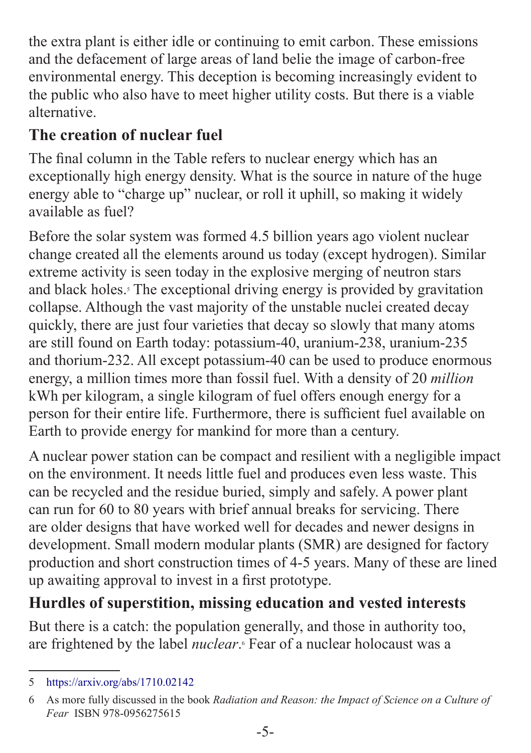the extra plant is either idle or continuing to emit carbon. These emissions and the defacement of large areas of land belie the image of carbon-free environmental energy. This deception is becoming increasingly evident to the public who also have to meet higher utility costs. But there is a viable alternative.

## The creation of nuclear fuel

The final column in the Table refers to nuclear energy which has an exceptionally high energy density. What is the source in nature of the huge energy able to "charge up" nuclear, or roll it uphill, so making it widely available as fuel?

Before the solar system was formed 4.5 billion years ago violent nuclear change created all the elements around us today (except hydrogen). Similar extreme activity is seen today in the explosive merging of neutron stars and black holes.[5] The exceptional driving energy is provided by gravitation collapse. Although the vast majority of the unstable nuclei created decay quickly, there are just four varieties that decay so slowly that many atoms are still found on Earth today: potassium-40, uranium-238, uranium-235 and thorium-232. All except potassium-40 can be used to produce enormous energy, a million times more than fossil fuel. With a density of 20 *million* kWh per kilogram, a single kilogram of fuel offers enough energy for a person for their entire life. Furthermore, there is sufficient fuel available on Earth to provide energy for mankind for more than a century.

A nuclear power station can be compact and resilient with a negligible impact on the environment. It needs little fuel and produces even less waste. This can be recycled and the residue buried, simply and safely. A power plant can run for 60 to 80 years with brief annual breaks for servicing. There are older designs that have worked well for decades and newer designs in development. Small modern modular plants (SMR) are designed for factory production and short construction times of 4-5 years. Many of these are lined up awaiting approval to invest in a first prototype.

## Hurdles of superstition, missing education and vested interests

But there is a catch: the population generally, and those in authority too, are frightened by the label *nuclear*.[6] Fear of a nuclear holocaust was a

---

5 https://arxiv.org/abs/1710.02142

6 As more fully discussed in the book *Radiation and Reason: the Impact of Science on a Culture of Fear* ISBN 978-0956275615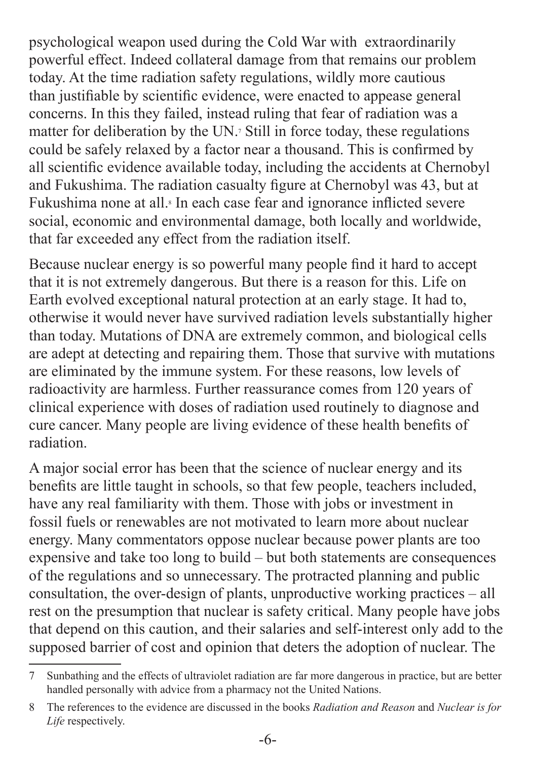psychological weapon used during the Cold War with extraordinarily powerful effect. Indeed collateral damage from that remains our problem today. At the time radiation safety regulations, wildly more cautious than justifiable by scientific evidence, were enacted to appease general concerns. In this they failed, instead ruling that fear of radiation was a matter for deliberation by the UN.[7] Still in force today, these regulations could be safely relaxed by a factor near a thousand. This is confirmed by all scientific evidence available today, including the accidents at Chernobyl and Fukushima. The radiation casualty figure at Chernobyl was 43, but at Fukushima none at all.[8] In each case fear and ignorance inflicted severe social, economic and environmental damage, both locally and worldwide, that far exceeded any effect from the radiation itself.

Because nuclear energy is so powerful many people find it hard to accept that it is not extremely dangerous. But there is a reason for this. Life on Earth evolved exceptional natural protection at an early stage. It had to, otherwise it would never have survived radiation levels substantially higher than today. Mutations of DNA are extremely common, and biological cells are adept at detecting and repairing them. Those that survive with mutations are eliminated by the immune system. For these reasons, low levels of radioactivity are harmless. Further reassurance comes from 120 years of clinical experience with doses of radiation used routinely to diagnose and cure cancer. Many people are living evidence of these health benefits of radiation.

A major social error has been that the science of nuclear energy and its benefits are little taught in schools, so that few people, teachers included, have any real familiarity with them. Those with jobs or investment in fossil fuels or renewables are not motivated to learn more about nuclear energy. Many commentators oppose nuclear because power plants are too expensive and take too long to build – but both statements are consequences of the regulations and so unnecessary. The protracted planning and public consultation, the over-design of plants, unproductive working practices – all rest on the presumption that nuclear is safety critical. Many people have jobs that depend on this caution, and their salaries and self-interest only add to the supposed barrier of cost and opinion that deters the adoption of nuclear. The

---

7 Sunbathing and the effects of ultraviolet radiation are far more dangerous in practice, but are better handled personally with advice from a pharmacy not the United Nations.

8 The references to the evidence are discussed in the books *Radiation and Reason* and *Nuclear is for Life* respectively.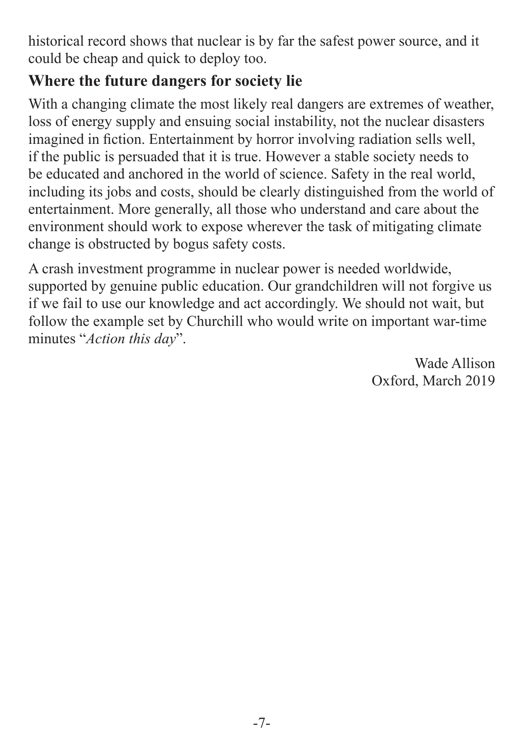historical record shows that nuclear is by far the safest power source, and it could be cheap and quick to deploy too.

## Where the future dangers for society lie

With a changing climate the most likely real dangers are extremes of weather, loss of energy supply and ensuing social instability, not the nuclear disasters imagined in fiction. Entertainment by horror involving radiation sells well, if the public is persuaded that it is true. However a stable society needs to be educated and anchored in the world of science. Safety in the real world, including its jobs and costs, should be clearly distinguished from the world of entertainment. More generally, all those who understand and care about the environment should work to expose wherever the task of mitigating climate change is obstructed by bogus safety costs.

A crash investment programme in nuclear power is needed worldwide, supported by genuine public education. Our grandchildren will not forgive us if we fail to use our knowledge and act accordingly. We should not wait, but follow the example set by Churchill who would write on important war-time minutes "*Action this day*".

Wade Allison
Oxford, March 2019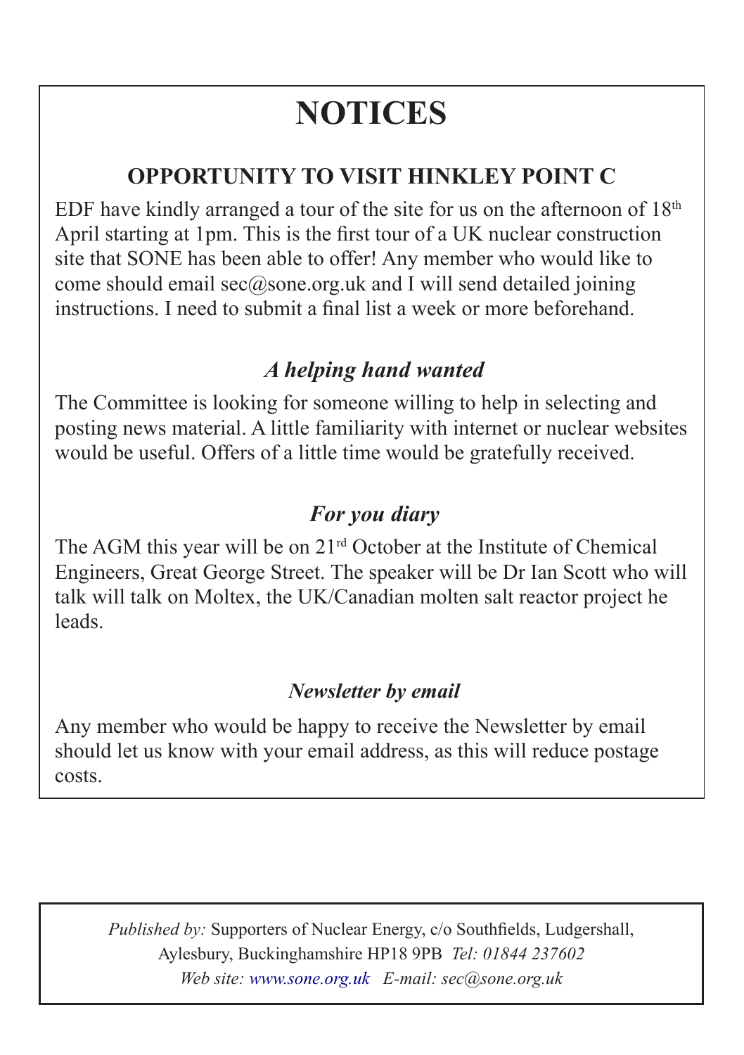# NOTICES

## OPPORTUNITY TO VISIT HINKLEY POINT C

EDF have kindly arranged a tour of the site for us on the afternoon of 18th April starting at 1pm. This is the first tour of a UK nuclear construction site that SONE has been able to offer! Any member who would like to come should email sec@sone.org.uk and I will send detailed joining instructions. I need to submit a final list a week or more beforehand.

### *A helping hand wanted*

The Committee is looking for someone willing to help in selecting and posting news material. A little familiarity with internet or nuclear websites would be useful. Offers of a little time would be gratefully received.

### *For you diary*

The AGM this year will be on 21st October at the Institute of Chemical Engineers, Great George Street. The speaker will be Dr Ian Scott who will talk will talk on Moltex, the UK/Canadian molten salt reactor project he leads.

### *Newsletter by email*

Any member who would be happy to receive the Newsletter by email should let us know with your email address, as this will reduce postage costs.

*Published by:* Supporters of Nuclear Energy, c/o Southfields, Ludgershall, Aylesbury, Buckinghamshire HP18 9PB *Tel: 01844 237602*
*Web site: www.sone.org.uk E-mail: sec@sone.org.uk*